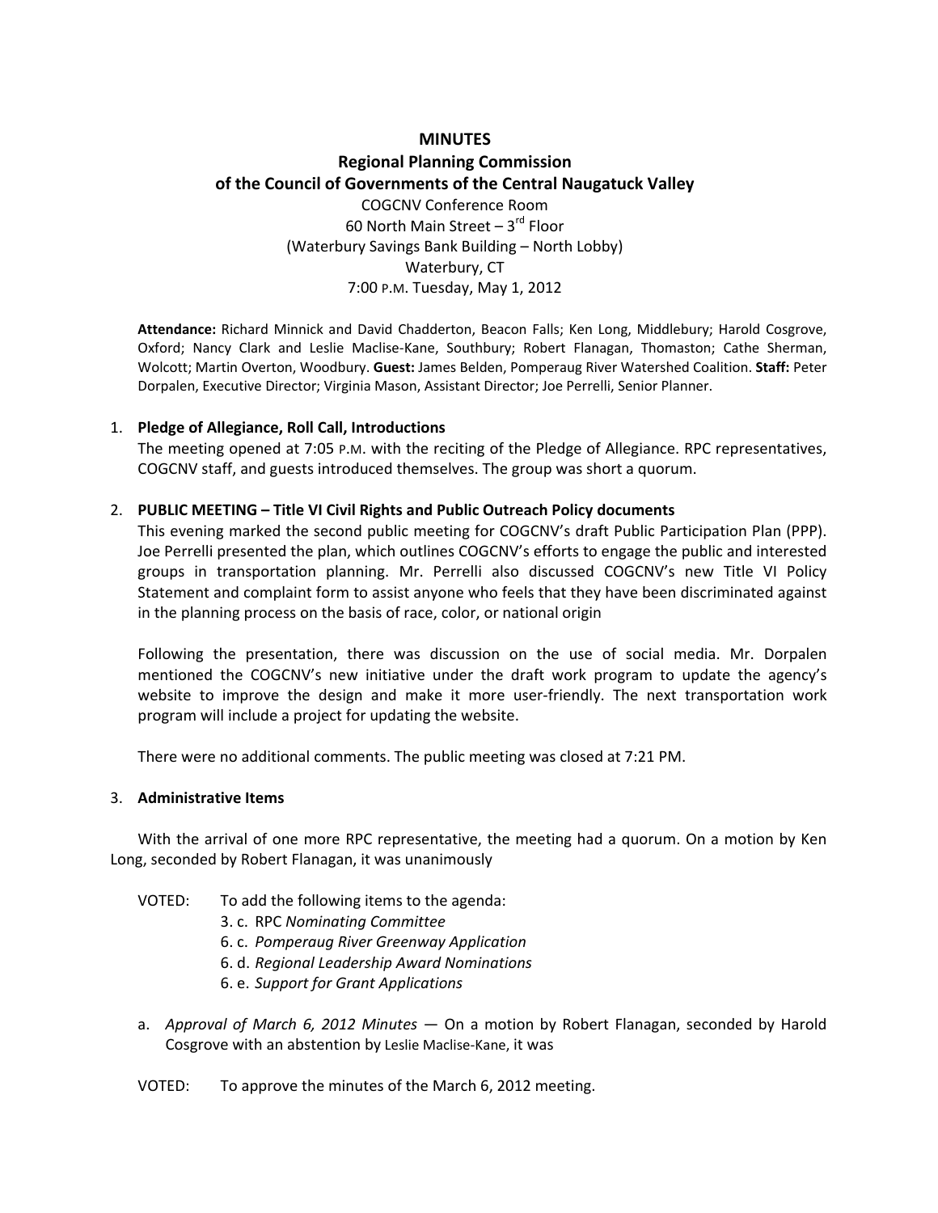# MINUTES

## Regional Planning Commission of the Council of Governments of the Central Naugatuck Valley

COGCNV Conference Room
60 North Main Street – 3rd Floor
(Waterbury Savings Bank Building – North Lobby)
Waterbury, CT
7:00 P.M. Tuesday, May 1, 2012

**Attendance:** Richard Minnick and David Chadderton, Beacon Falls; Ken Long, Middlebury; Harold Cosgrove, Oxford; Nancy Clark and Leslie Maclise-Kane, Southbury; Robert Flanagan, Thomaston; Cathe Sherman, Wolcott; Martin Overton, Woodbury. **Guest:** James Belden, Pomperaug River Watershed Coalition. **Staff:** Peter Dorpalen, Executive Director; Virginia Mason, Assistant Director; Joe Perrelli, Senior Planner.

1. **Pledge of Allegiance, Roll Call, Introductions**

   The meeting opened at 7:05 P.M. with the reciting of the Pledge of Allegiance. RPC representatives, COGCNV staff, and guests introduced themselves. The group was short a quorum.

2. **PUBLIC MEETING – Title VI Civil Rights and Public Outreach Policy documents**

   This evening marked the second public meeting for COGCNV's draft Public Participation Plan (PPP). Joe Perrelli presented the plan, which outlines COGCNV's efforts to engage the public and interested groups in transportation planning. Mr. Perrelli also discussed COGCNV's new Title VI Policy Statement and complaint form to assist anyone who feels that they have been discriminated against in the planning process on the basis of race, color, or national origin

   Following the presentation, there was discussion on the use of social media. Mr. Dorpalen mentioned the COGCNV's new initiative under the draft work program to update the agency's website to improve the design and make it more user-friendly. The next transportation work program will include a project for updating the website.

   There were no additional comments. The public meeting was closed at 7:21 PM.

3. **Administrative Items**

   With the arrival of one more RPC representative, the meeting had a quorum. On a motion by Ken Long, seconded by Robert Flanagan, it was unanimously

   VOTED: To add the following items to the agenda:
   - 3. c. RPC *Nominating Committee*
   - 6. c. *Pomperaug River Greenway Application*
   - 6. d. *Regional Leadership Award Nominations*
   - 6. e. *Support for Grant Applications*

   a. *Approval of March 6, 2012 Minutes* — On a motion by Robert Flanagan, seconded by Harold Cosgrove with an abstention by Leslie Maclise-Kane, it was

   VOTED: To approve the minutes of the March 6, 2012 meeting.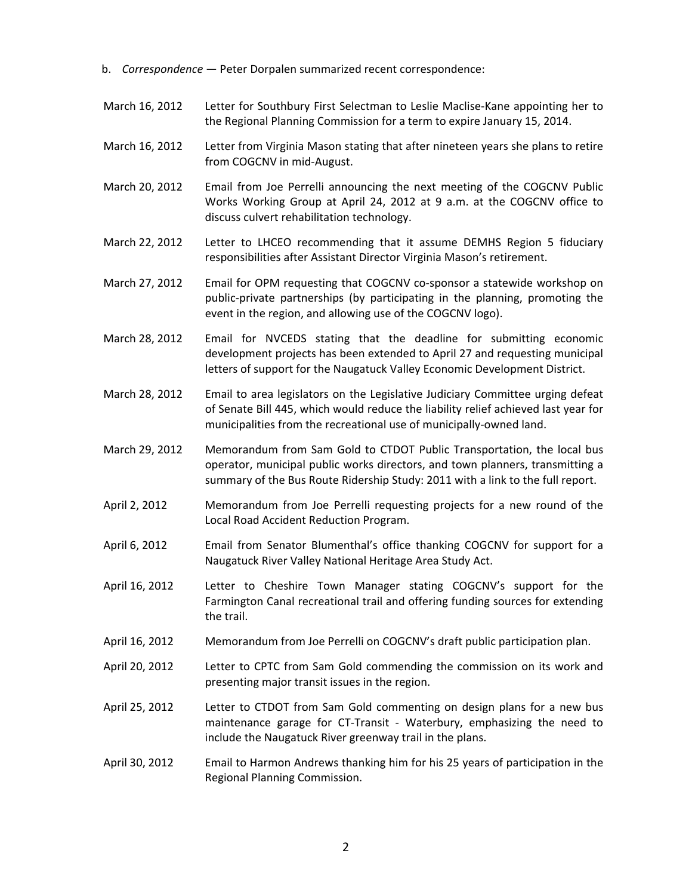b. *Correspondence* — Peter Dorpalen summarized recent correspondence:

| | |
|---|---|
| March 16, 2012 | Letter for Southbury First Selectman to Leslie Maclise-Kane appointing her to the Regional Planning Commission for a term to expire January 15, 2014. |
| March 16, 2012 | Letter from Virginia Mason stating that after nineteen years she plans to retire from COGCNV in mid-August. |
| March 20, 2012 | Email from Joe Perrelli announcing the next meeting of the COGCNV Public Works Working Group at April 24, 2012 at 9 a.m. at the COGCNV office to discuss culvert rehabilitation technology. |
| March 22, 2012 | Letter to LHCEO recommending that it assume DEMHS Region 5 fiduciary responsibilities after Assistant Director Virginia Mason's retirement. |
| March 27, 2012 | Email for OPM requesting that COGCNV co-sponsor a statewide workshop on public-private partnerships (by participating in the planning, promoting the event in the region, and allowing use of the COGCNV logo). |
| March 28, 2012 | Email for NVCEDS stating that the deadline for submitting economic development projects has been extended to April 27 and requesting municipal letters of support for the Naugatuck Valley Economic Development District. |
| March 28, 2012 | Email to area legislators on the Legislative Judiciary Committee urging defeat of Senate Bill 445, which would reduce the liability relief achieved last year for municipalities from the recreational use of municipally-owned land. |
| March 29, 2012 | Memorandum from Sam Gold to CTDOT Public Transportation, the local bus operator, municipal public works directors, and town planners, transmitting a summary of the Bus Route Ridership Study: 2011 with a link to the full report. |
| April 2, 2012 | Memorandum from Joe Perrelli requesting projects for a new round of the Local Road Accident Reduction Program. |
| April 6, 2012 | Email from Senator Blumenthal's office thanking COGCNV for support for a Naugatuck River Valley National Heritage Area Study Act. |
| April 16, 2012 | Letter to Cheshire Town Manager stating COGCNV's support for the Farmington Canal recreational trail and offering funding sources for extending the trail. |
| April 16, 2012 | Memorandum from Joe Perrelli on COGCNV's draft public participation plan. |
| April 20, 2012 | Letter to CPTC from Sam Gold commending the commission on its work and presenting major transit issues in the region. |
| April 25, 2012 | Letter to CTDOT from Sam Gold commenting on design plans for a new bus maintenance garage for CT-Transit - Waterbury, emphasizing the need to include the Naugatuck River greenway trail in the plans. |
| April 30, 2012 | Email to Harmon Andrews thanking him for his 25 years of participation in the Regional Planning Commission. |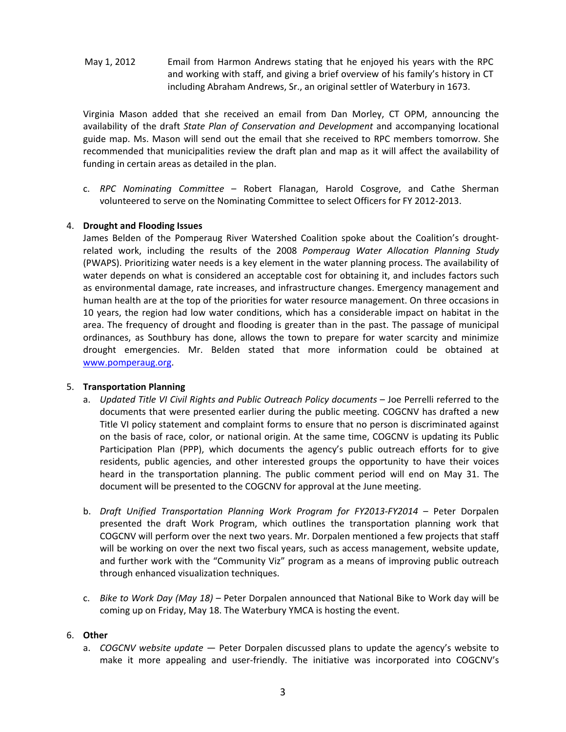May 1, 2012 Email from Harmon Andrews stating that he enjoyed his years with the RPC and working with staff, and giving a brief overview of his family's history in CT including Abraham Andrews, Sr., an original settler of Waterbury in 1673.

Virginia Mason added that she received an email from Dan Morley, CT OPM, announcing the availability of the draft *State Plan of Conservation and Development* and accompanying locational guide map. Ms. Mason will send out the email that she received to RPC members tomorrow. She recommended that municipalities review the draft plan and map as it will affect the availability of funding in certain areas as detailed in the plan.

c. *RPC Nominating Committee* – Robert Flanagan, Harold Cosgrove, and Cathe Sherman volunteered to serve on the Nominating Committee to select Officers for FY 2012-2013.

4. **Drought and Flooding Issues**
   James Belden of the Pomperaug River Watershed Coalition spoke about the Coalition's drought-related work, including the results of the 2008 *Pomperaug Water Allocation Planning Study* (PWAPS). Prioritizing water needs is a key element in the water planning process. The availability of water depends on what is considered an acceptable cost for obtaining it, and includes factors such as environmental damage, rate increases, and infrastructure changes. Emergency management and human health are at the top of the priorities for water resource management. On three occasions in 10 years, the region had low water conditions, which has a considerable impact on habitat in the area. The frequency of drought and flooding is greater than in the past. The passage of municipal ordinances, as Southbury has done, allows the town to prepare for water scarcity and minimize drought emergencies. Mr. Belden stated that more information could be obtained at www.pomperaug.org.

5. **Transportation Planning**
   a. *Updated Title VI Civil Rights and Public Outreach Policy documents* – Joe Perrelli referred to the documents that were presented earlier during the public meeting. COGCNV has drafted a new Title VI policy statement and complaint forms to ensure that no person is discriminated against on the basis of race, color, or national origin. At the same time, COGCNV is updating its Public Participation Plan (PPP), which documents the agency's public outreach efforts for to give residents, public agencies, and other interested groups the opportunity to have their voices heard in the transportation planning. The public comment period will end on May 31. The document will be presented to the COGCNV for approval at the June meeting.

   b. *Draft Unified Transportation Planning Work Program for FY2013-FY2014* – Peter Dorpalen presented the draft Work Program, which outlines the transportation planning work that COGCNV will perform over the next two years. Mr. Dorpalen mentioned a few projects that staff will be working on over the next two fiscal years, such as access management, website update, and further work with the "Community Viz" program as a means of improving public outreach through enhanced visualization techniques.

   c. *Bike to Work Day (May 18)* – Peter Dorpalen announced that National Bike to Work day will be coming up on Friday, May 18. The Waterbury YMCA is hosting the event.

6. **Other**
   a. *COGCNV website update* — Peter Dorpalen discussed plans to update the agency's website to make it more appealing and user-friendly. The initiative was incorporated into COGCNV's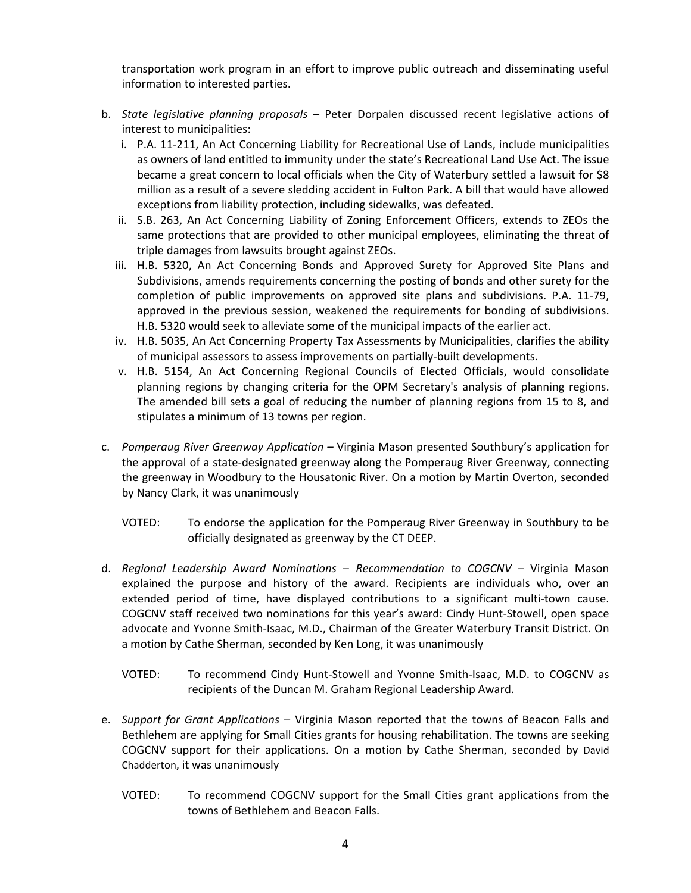transportation work program in an effort to improve public outreach and disseminating useful information to interested parties.

b. *State legislative planning proposals* – Peter Dorpalen discussed recent legislative actions of interest to municipalities:
   i. P.A. 11-211, An Act Concerning Liability for Recreational Use of Lands, include municipalities as owners of land entitled to immunity under the state's Recreational Land Use Act. The issue became a great concern to local officials when the City of Waterbury settled a lawsuit for $8 million as a result of a severe sledding accident in Fulton Park. A bill that would have allowed exceptions from liability protection, including sidewalks, was defeated.
   ii. S.B. 263, An Act Concerning Liability of Zoning Enforcement Officers, extends to ZEOs the same protections that are provided to other municipal employees, eliminating the threat of triple damages from lawsuits brought against ZEOs.
   iii. H.B. 5320, An Act Concerning Bonds and Approved Surety for Approved Site Plans and Subdivisions, amends requirements concerning the posting of bonds and other surety for the completion of public improvements on approved site plans and subdivisions. P.A. 11-79, approved in the previous session, weakened the requirements for bonding of subdivisions. H.B. 5320 would seek to alleviate some of the municipal impacts of the earlier act.
   iv. H.B. 5035, An Act Concerning Property Tax Assessments by Municipalities, clarifies the ability of municipal assessors to assess improvements on partially-built developments.
   v. H.B. 5154, An Act Concerning Regional Councils of Elected Officials, would consolidate planning regions by changing criteria for the OPM Secretary's analysis of planning regions. The amended bill sets a goal of reducing the number of planning regions from 15 to 8, and stipulates a minimum of 13 towns per region.

c. *Pomperaug River Greenway Application* – Virginia Mason presented Southbury's application for the approval of a state-designated greenway along the Pomperaug River Greenway, connecting the greenway in Woodbury to the Housatonic River. On a motion by Martin Overton, seconded by Nancy Clark, it was unanimously

   VOTED: To endorse the application for the Pomperaug River Greenway in Southbury to be officially designated as greenway by the CT DEEP.

d. *Regional Leadership Award Nominations – Recommendation to COGCNV* – Virginia Mason explained the purpose and history of the award. Recipients are individuals who, over an extended period of time, have displayed contributions to a significant multi-town cause. COGCNV staff received two nominations for this year's award: Cindy Hunt-Stowell, open space advocate and Yvonne Smith-Isaac, M.D., Chairman of the Greater Waterbury Transit District. On a motion by Cathe Sherman, seconded by Ken Long, it was unanimously

   VOTED: To recommend Cindy Hunt-Stowell and Yvonne Smith-Isaac, M.D. to COGCNV as recipients of the Duncan M. Graham Regional Leadership Award.

e. *Support for Grant Applications* – Virginia Mason reported that the towns of Beacon Falls and Bethlehem are applying for Small Cities grants for housing rehabilitation. The towns are seeking COGCNV support for their applications. On a motion by Cathe Sherman, seconded by David Chadderton, it was unanimously

   VOTED: To recommend COGCNV support for the Small Cities grant applications from the towns of Bethlehem and Beacon Falls.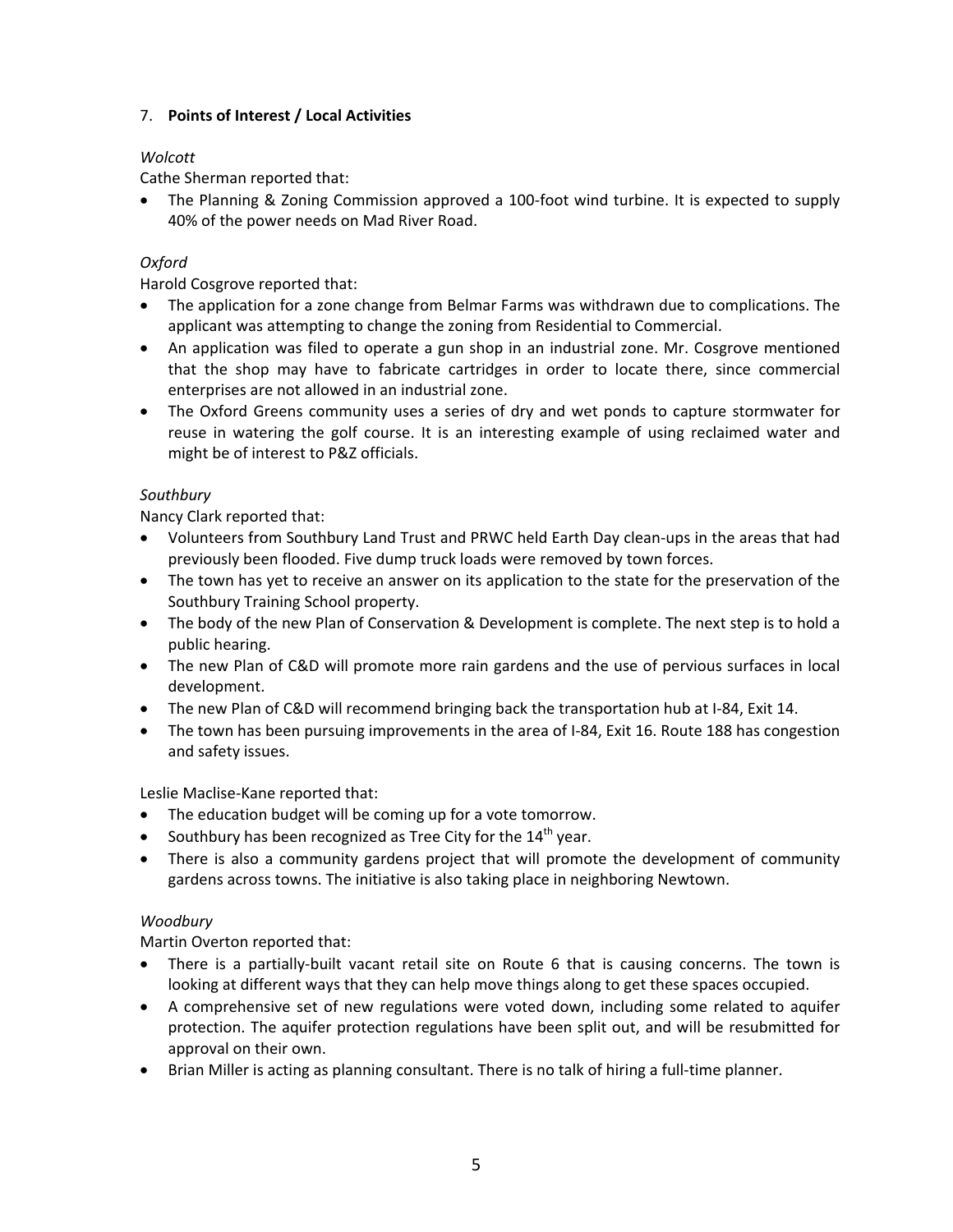7. **Points of Interest / Local Activities**

*Wolcott*

Cathe Sherman reported that:

- The Planning & Zoning Commission approved a 100-foot wind turbine. It is expected to supply 40% of the power needs on Mad River Road.

*Oxford*

Harold Cosgrove reported that:

- The application for a zone change from Belmar Farms was withdrawn due to complications. The applicant was attempting to change the zoning from Residential to Commercial.
- An application was filed to operate a gun shop in an industrial zone. Mr. Cosgrove mentioned that the shop may have to fabricate cartridges in order to locate there, since commercial enterprises are not allowed in an industrial zone.
- The Oxford Greens community uses a series of dry and wet ponds to capture stormwater for reuse in watering the golf course. It is an interesting example of using reclaimed water and might be of interest to P&Z officials.

*Southbury*

Nancy Clark reported that:

- Volunteers from Southbury Land Trust and PRWC held Earth Day clean-ups in the areas that had previously been flooded. Five dump truck loads were removed by town forces.
- The town has yet to receive an answer on its application to the state for the preservation of the Southbury Training School property.
- The body of the new Plan of Conservation & Development is complete. The next step is to hold a public hearing.
- The new Plan of C&D will promote more rain gardens and the use of pervious surfaces in local development.
- The new Plan of C&D will recommend bringing back the transportation hub at I-84, Exit 14.
- The town has been pursuing improvements in the area of I-84, Exit 16. Route 188 has congestion and safety issues.

Leslie Maclise-Kane reported that:

- The education budget will be coming up for a vote tomorrow.
- Southbury has been recognized as Tree City for the 14th year.
- There is also a community gardens project that will promote the development of community gardens across towns. The initiative is also taking place in neighboring Newtown.

*Woodbury*

Martin Overton reported that:

- There is a partially-built vacant retail site on Route 6 that is causing concerns. The town is looking at different ways that they can help move things along to get these spaces occupied.
- A comprehensive set of new regulations were voted down, including some related to aquifer protection. The aquifer protection regulations have been split out, and will be resubmitted for approval on their own.
- Brian Miller is acting as planning consultant. There is no talk of hiring a full-time planner.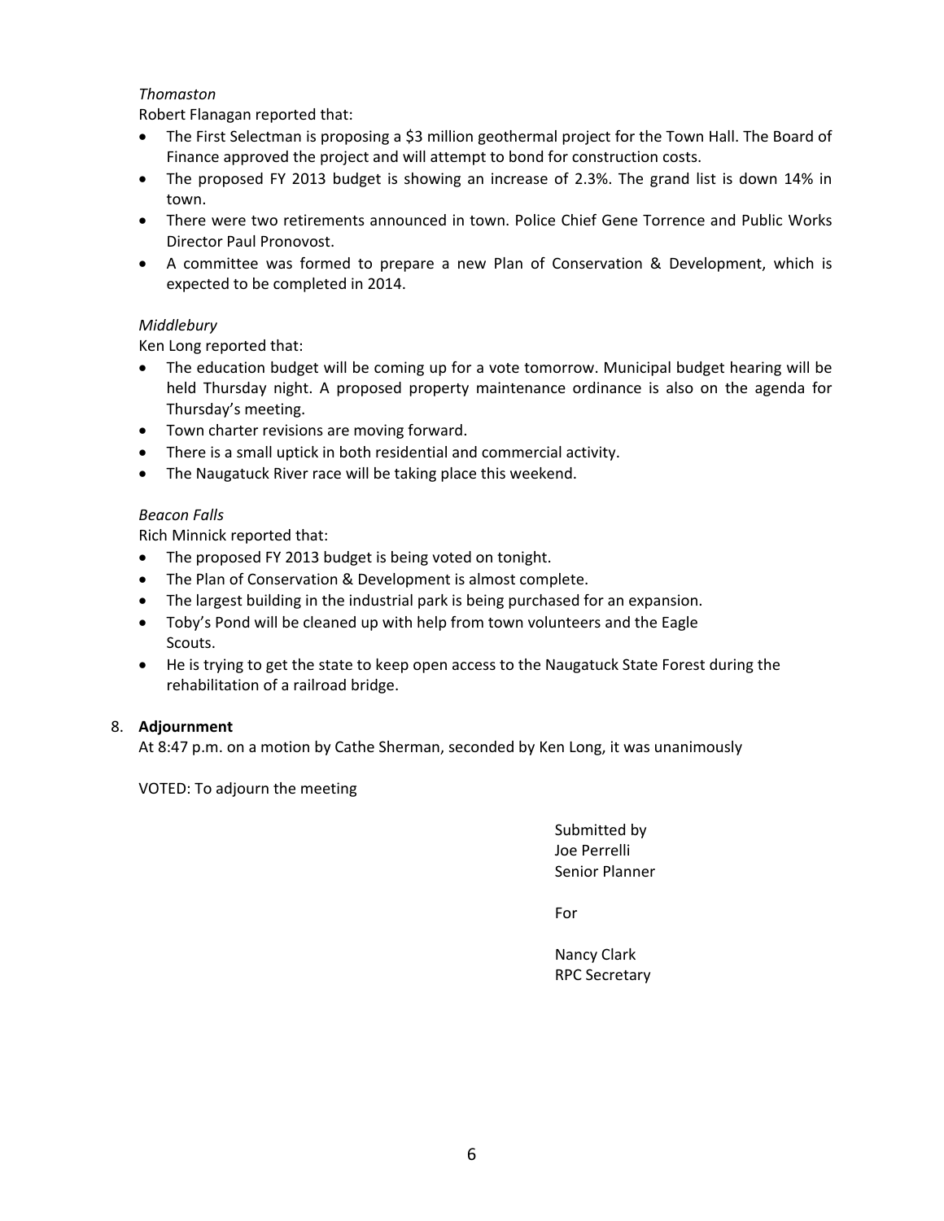*Thomaston*

Robert Flanagan reported that:

- The First Selectman is proposing a $3 million geothermal project for the Town Hall. The Board of Finance approved the project and will attempt to bond for construction costs.
- The proposed FY 2013 budget is showing an increase of 2.3%. The grand list is down 14% in town.
- There were two retirements announced in town. Police Chief Gene Torrence and Public Works Director Paul Pronovost.
- A committee was formed to prepare a new Plan of Conservation & Development, which is expected to be completed in 2014.

*Middlebury*

Ken Long reported that:

- The education budget will be coming up for a vote tomorrow. Municipal budget hearing will be held Thursday night. A proposed property maintenance ordinance is also on the agenda for Thursday's meeting.
- Town charter revisions are moving forward.
- There is a small uptick in both residential and commercial activity.
- The Naugatuck River race will be taking place this weekend.

*Beacon Falls*

Rich Minnick reported that:

- The proposed FY 2013 budget is being voted on tonight.
- The Plan of Conservation & Development is almost complete.
- The largest building in the industrial park is being purchased for an expansion.
- Toby's Pond will be cleaned up with help from town volunteers and the Eagle Scouts.
- He is trying to get the state to keep open access to the Naugatuck State Forest during the rehabilitation of a railroad bridge.

8. **Adjournment**

At 8:47 p.m. on a motion by Cathe Sherman, seconded by Ken Long, it was unanimously

VOTED: To adjourn the meeting

Submitted by
Joe Perrelli
Senior Planner

For

Nancy Clark
RPC Secretary